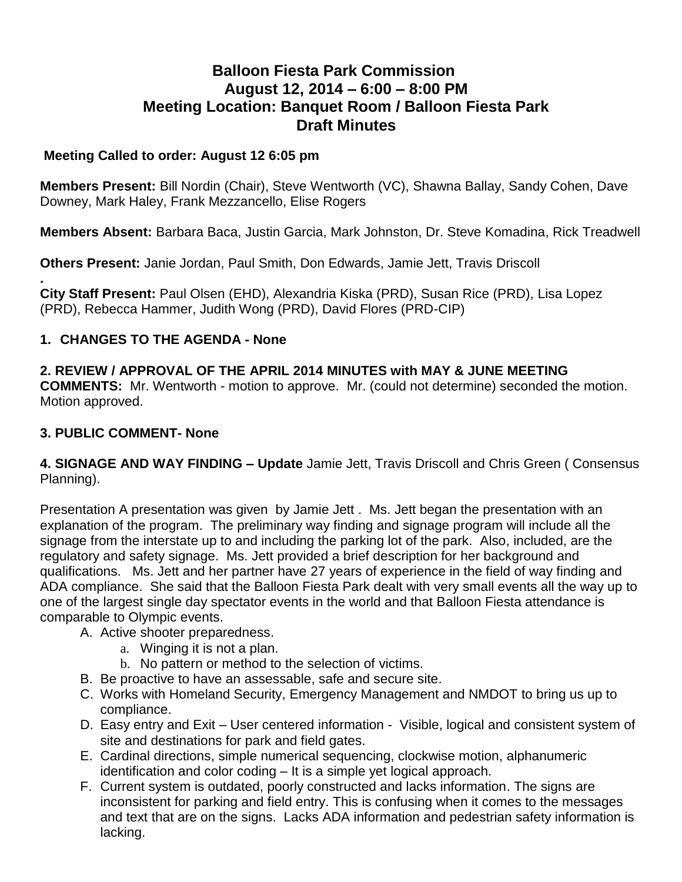# Balloon Fiesta Park Commission
## August 12, 2014 – 6:00 – 8:00 PM
## Meeting Location: Banquet Room / Balloon Fiesta Park
## Draft Minutes

**Meeting Called to order: August 12 6:05 pm**

**Members Present:** Bill Nordin (Chair), Steve Wentworth (VC), Shawna Ballay, Sandy Cohen, Dave Downey, Mark Haley, Frank Mezzancello, Elise Rogers

**Members Absent:** Barbara Baca, Justin Garcia, Mark Johnston, Dr. Steve Komadina, Rick Treadwell

**Others Present:** Janie Jordan, Paul Smith, Don Edwards, Jamie Jett, Travis Driscoll

.

**City Staff Present:** Paul Olsen (EHD), Alexandria Kiska (PRD), Susan Rice (PRD), Lisa Lopez (PRD), Rebecca Hammer, Judith Wong (PRD), David Flores (PRD-CIP)

**1. CHANGES TO THE AGENDA - None**

**2. REVIEW / APPROVAL OF THE APRIL 2014 MINUTES with MAY & JUNE MEETING COMMENTS:** Mr. Wentworth - motion to approve. Mr. (could not determine) seconded the motion. Motion approved.

**3. PUBLIC COMMENT- None**

**4. SIGNAGE AND WAY FINDING – Update** Jamie Jett, Travis Driscoll and Chris Green ( Consensus Planning).

Presentation A presentation was given by Jamie Jett . Ms. Jett began the presentation with an explanation of the program. The preliminary way finding and signage program will include all the signage from the interstate up to and including the parking lot of the park. Also, included, are the regulatory and safety signage. Ms. Jett provided a brief description for her background and qualifications. Ms. Jett and her partner have 27 years of experience in the field of way finding and ADA compliance. She said that the Balloon Fiesta Park dealt with very small events all the way up to one of the largest single day spectator events in the world and that Balloon Fiesta attendance is comparable to Olympic events.

A. Active shooter preparedness.
   a. Winging it is not a plan.
   b. No pattern or method to the selection of victims.
B. Be proactive to have an assessable, safe and secure site.
C. Works with Homeland Security, Emergency Management and NMDOT to bring us up to compliance.
D. Easy entry and Exit – User centered information - Visible, logical and consistent system of site and destinations for park and field gates.
E. Cardinal directions, simple numerical sequencing, clockwise motion, alphanumeric identification and color coding – It is a simple yet logical approach.
F. Current system is outdated, poorly constructed and lacks information. The signs are inconsistent for parking and field entry. This is confusing when it comes to the messages and text that are on the signs. Lacks ADA information and pedestrian safety information is lacking.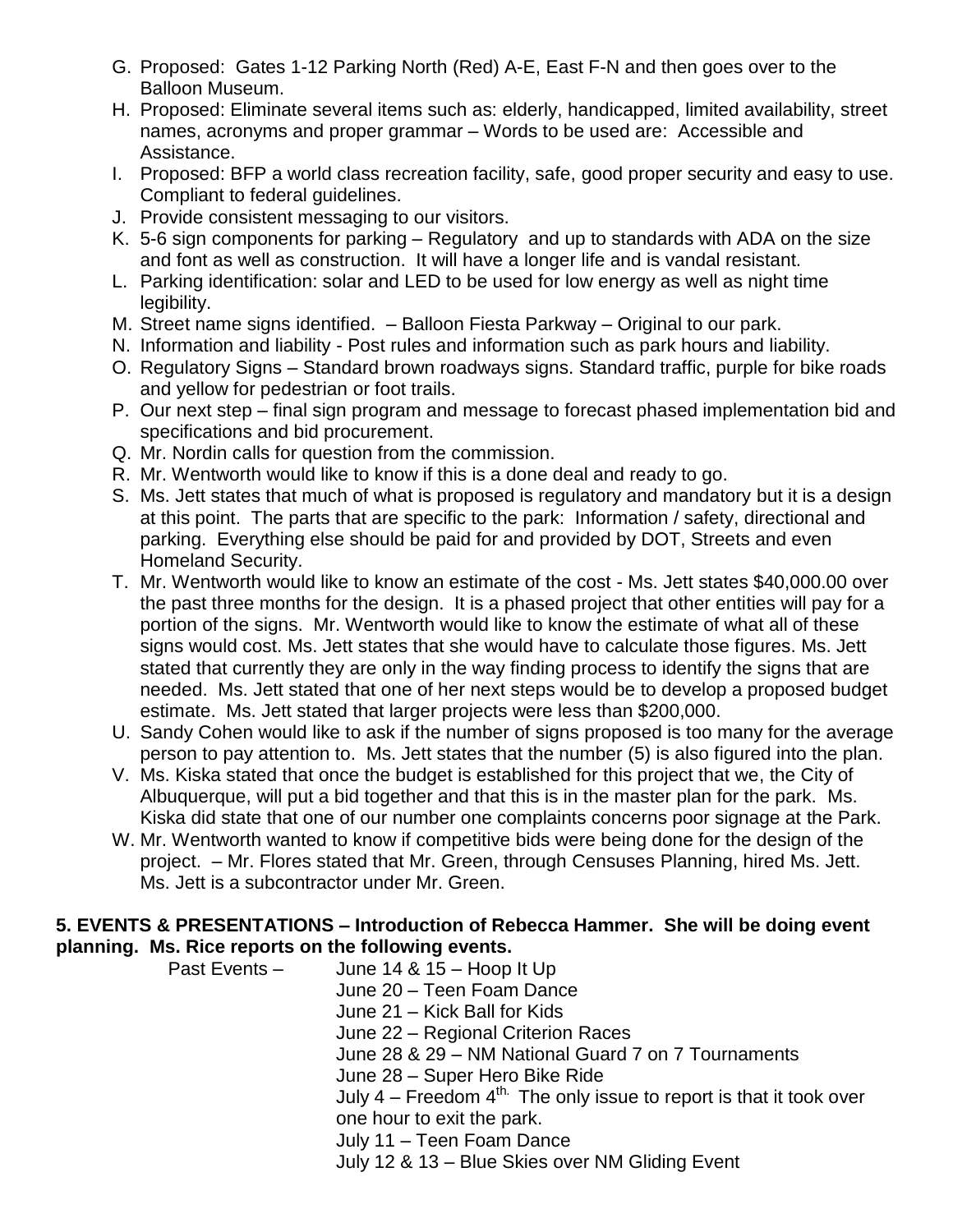G. Proposed: Gates 1-12 Parking North (Red) A-E, East F-N and then goes over to the Balloon Museum.
H. Proposed: Eliminate several items such as: elderly, handicapped, limited availability, street names, acronyms and proper grammar – Words to be used are: Accessible and Assistance.
I. Proposed: BFP a world class recreation facility, safe, good proper security and easy to use. Compliant to federal guidelines.
J. Provide consistent messaging to our visitors.
K. 5-6 sign components for parking – Regulatory and up to standards with ADA on the size and font as well as construction. It will have a longer life and is vandal resistant.
L. Parking identification: solar and LED to be used for low energy as well as night time legibility.
M. Street name signs identified. – Balloon Fiesta Parkway – Original to our park.
N. Information and liability - Post rules and information such as park hours and liability.
O. Regulatory Signs – Standard brown roadways signs. Standard traffic, purple for bike roads and yellow for pedestrian or foot trails.
P. Our next step – final sign program and message to forecast phased implementation bid and specifications and bid procurement.
Q. Mr. Nordin calls for question from the commission.
R. Mr. Wentworth would like to know if this is a done deal and ready to go.
S. Ms. Jett states that much of what is proposed is regulatory and mandatory but it is a design at this point. The parts that are specific to the park: Information / safety, directional and parking. Everything else should be paid for and provided by DOT, Streets and even Homeland Security.
T. Mr. Wentworth would like to know an estimate of the cost - Ms. Jett states $40,000.00 over the past three months for the design. It is a phased project that other entities will pay for a portion of the signs. Mr. Wentworth would like to know the estimate of what all of these signs would cost. Ms. Jett states that she would have to calculate those figures. Ms. Jett stated that currently they are only in the way finding process to identify the signs that are needed. Ms. Jett stated that one of her next steps would be to develop a proposed budget estimate. Ms. Jett stated that larger projects were less than $200,000.
U. Sandy Cohen would like to ask if the number of signs proposed is too many for the average person to pay attention to. Ms. Jett states that the number (5) is also figured into the plan.
V. Ms. Kiska stated that once the budget is established for this project that we, the City of Albuquerque, will put a bid together and that this is in the master plan for the park. Ms. Kiska did state that one of our number one complaints concerns poor signage at the Park.
W. Mr. Wentworth wanted to know if competitive bids were being done for the design of the project. – Mr. Flores stated that Mr. Green, through Censuses Planning, hired Ms. Jett. Ms. Jett is a subcontractor under Mr. Green.

**5. EVENTS & PRESENTATIONS – Introduction of Rebecca Hammer. She will be doing event planning. Ms. Rice reports on the following events.**

Past Events –
- June 14 & 15 – Hoop It Up
- June 20 – Teen Foam Dance
- June 21 – Kick Ball for Kids
- June 22 – Regional Criterion Races
- June 28 & 29 – NM National Guard 7 on 7 Tournaments
- June 28 – Super Hero Bike Ride
- July 4 – Freedom 4th. The only issue to report is that it took over one hour to exit the park.
- July 11 – Teen Foam Dance
- July 12 & 13 – Blue Skies over NM Gliding Event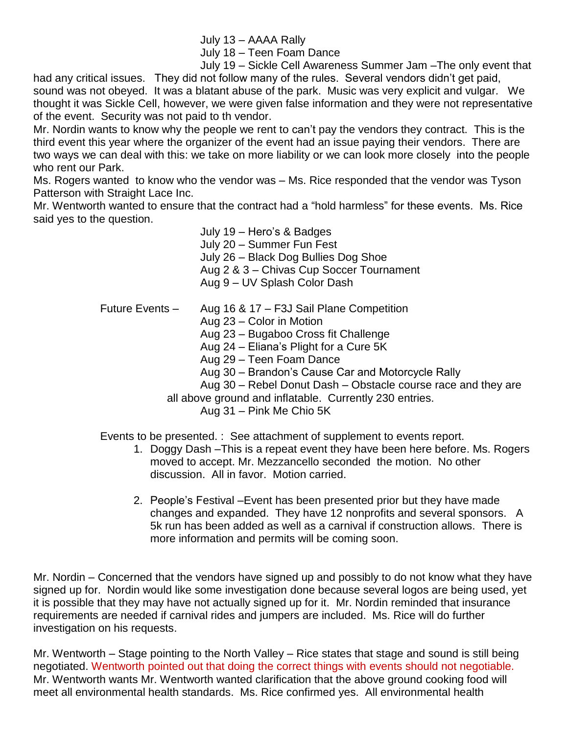July 13 – AAAA Rally

July 18 – Teen Foam Dance

July 19 – Sickle Cell Awareness Summer Jam –The only event that had any critical issues. They did not follow many of the rules. Several vendors didn't get paid, sound was not obeyed. It was a blatant abuse of the park. Music was very explicit and vulgar. We thought it was Sickle Cell, however, we were given false information and they were not representative of the event. Security was not paid to th vendor.

Mr. Nordin wants to know why the people we rent to can't pay the vendors they contract. This is the third event this year where the organizer of the event had an issue paying their vendors. There are two ways we can deal with this: we take on more liability or we can look more closely into the people who rent our Park.

Ms. Rogers wanted to know who the vendor was – Ms. Rice responded that the vendor was Tyson Patterson with Straight Lace Inc.

Mr. Wentworth wanted to ensure that the contract had a "hold harmless" for these events. Ms. Rice said yes to the question.

July 19 – Hero's & Badges

July 20 – Summer Fun Fest

July 26 – Black Dog Bullies Dog Shoe

Aug 2 & 3 – Chivas Cup Soccer Tournament

Aug 9 – UV Splash Color Dash

Future Events – Aug 16 & 17 – F3J Sail Plane Competition

Aug 23 – Color in Motion

Aug 23 – Bugaboo Cross fit Challenge

Aug 24 – Eliana's Plight for a Cure 5K

Aug 29 – Teen Foam Dance

Aug 30 – Brandon's Cause Car and Motorcycle Rally

Aug 30 – Rebel Donut Dash – Obstacle course race and they are all above ground and inflatable. Currently 230 entries.

Aug 31 – Pink Me Chio 5K

Events to be presented. : See attachment of supplement to events report.

1. Doggy Dash –This is a repeat event they have been here before. Ms. Rogers moved to accept. Mr. Mezzancello seconded the motion. No other discussion. All in favor. Motion carried.

2. People's Festival –Event has been presented prior but they have made changes and expanded. They have 12 nonprofits and several sponsors. A 5k run has been added as well as a carnival if construction allows. There is more information and permits will be coming soon.

Mr. Nordin – Concerned that the vendors have signed up and possibly to do not know what they have signed up for. Nordin would like some investigation done because several logos are being used, yet it is possible that they may have not actually signed up for it. Mr. Nordin reminded that insurance requirements are needed if carnival rides and jumpers are included. Ms. Rice will do further investigation on his requests.

Mr. Wentworth – Stage pointing to the North Valley – Rice states that stage and sound is still being negotiated. Wentworth pointed out that doing the correct things with events should not negotiable. Mr. Wentworth wants Mr. Wentworth wanted clarification that the above ground cooking food will meet all environmental health standards. Ms. Rice confirmed yes. All environmental health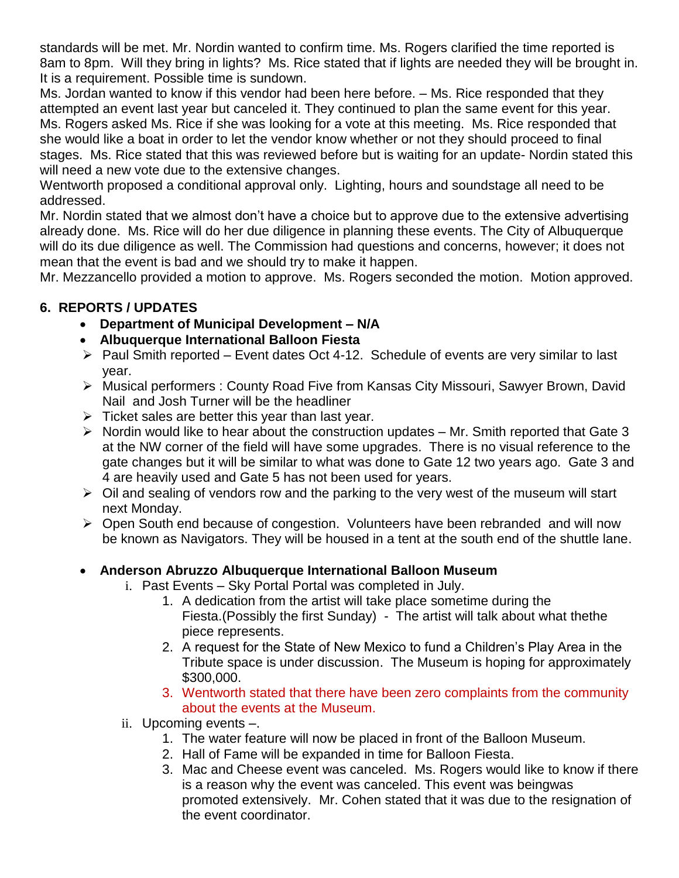standards will be met. Mr. Nordin wanted to confirm time. Ms. Rogers clarified the time reported is 8am to 8pm. Will they bring in lights? Ms. Rice stated that if lights are needed they will be brought in. It is a requirement. Possible time is sundown.

Ms. Jordan wanted to know if this vendor had been here before. – Ms. Rice responded that they attempted an event last year but canceled it. They continued to plan the same event for this year.

Ms. Rogers asked Ms. Rice if she was looking for a vote at this meeting. Ms. Rice responded that she would like a boat in order to let the vendor know whether or not they should proceed to final stages. Ms. Rice stated that this was reviewed before but is waiting for an update- Nordin stated this will need a new vote due to the extensive changes.

Wentworth proposed a conditional approval only. Lighting, hours and soundstage all need to be addressed.

Mr. Nordin stated that we almost don't have a choice but to approve due to the extensive advertising already done. Ms. Rice will do her due diligence in planning these events. The City of Albuquerque will do its due diligence as well. The Commission had questions and concerns, however; it does not mean that the event is bad and we should try to make it happen.

Mr. Mezzancello provided a motion to approve. Ms. Rogers seconded the motion. Motion approved.

## 6. REPORTS / UPDATES

- **Department of Municipal Development – N/A**
- **Albuquerque International Balloon Fiesta**
  - Paul Smith reported – Event dates Oct 4-12. Schedule of events are very similar to last year.
  - Musical performers : County Road Five from Kansas City Missouri, Sawyer Brown, David Nail and Josh Turner will be the headliner
  - Ticket sales are better this year than last year.
  - Nordin would like to hear about the construction updates – Mr. Smith reported that Gate 3 at the NW corner of the field will have some upgrades. There is no visual reference to the gate changes but it will be similar to what was done to Gate 12 two years ago. Gate 3 and 4 are heavily used and Gate 5 has not been used for years.
  - Oil and sealing of vendors row and the parking to the very west of the museum will start next Monday.
  - Open South end because of congestion. Volunteers have been rebranded and will now be known as Navigators. They will be housed in a tent at the south end of the shuttle lane.

- **Anderson Abruzzo Albuquerque International Balloon Museum**
  - i. Past Events – Sky Portal Portal was completed in July.
    1. A dedication from the artist will take place sometime during the Fiesta.(Possibly the first Sunday) - The artist will talk about what thethe piece represents.
    2. A request for the State of New Mexico to fund a Children's Play Area in the Tribute space is under discussion. The Museum is hoping for approximately $300,000.
    3. Wentworth stated that there have been zero complaints from the community about the events at the Museum.
  - ii. Upcoming events –.
    1. The water feature will now be placed in front of the Balloon Museum.
    2. Hall of Fame will be expanded in time for Balloon Fiesta.
    3. Mac and Cheese event was canceled. Ms. Rogers would like to know if there is a reason why the event was canceled. This event was beingwas promoted extensively. Mr. Cohen stated that it was due to the resignation of the event coordinator.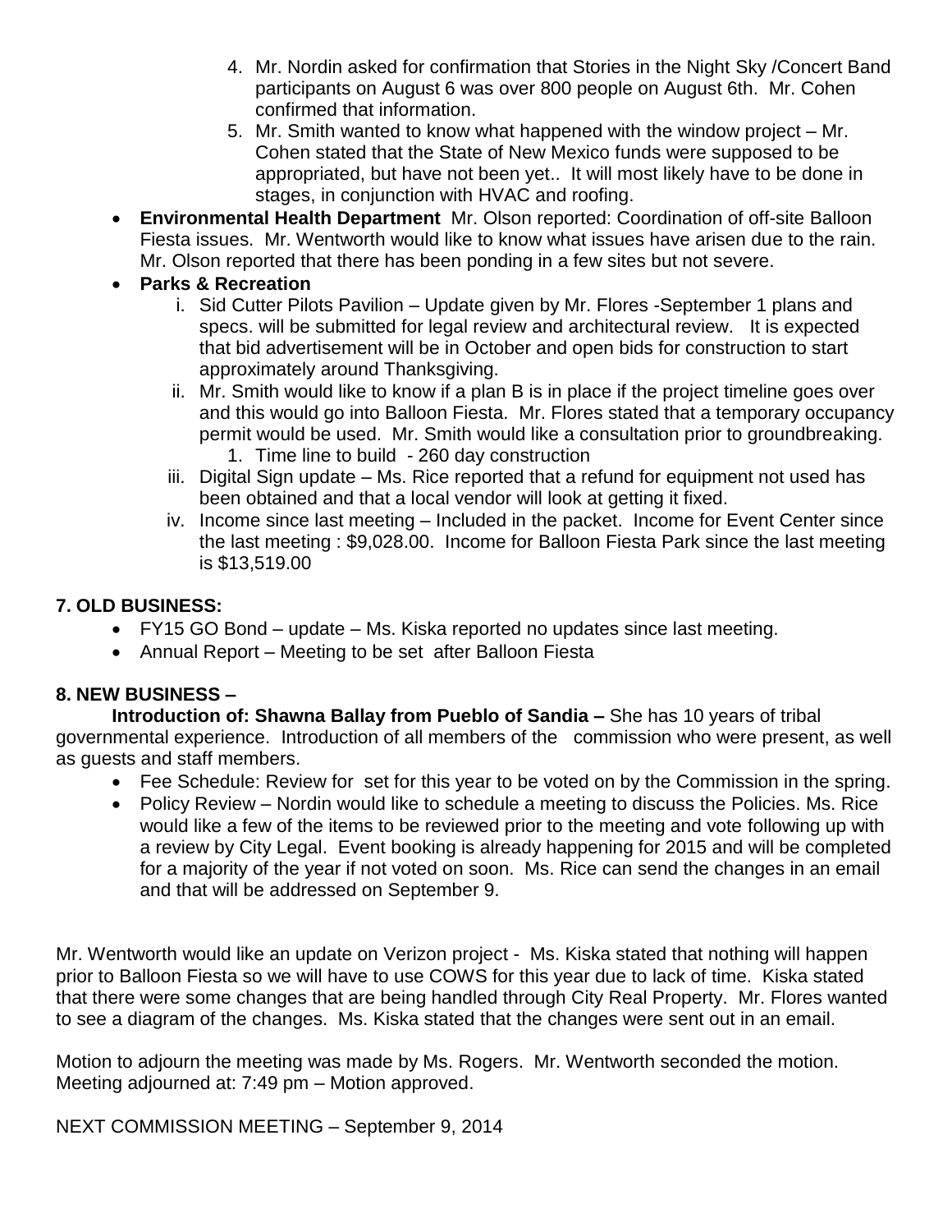4. Mr. Nordin asked for confirmation that Stories in the Night Sky /Concert Band participants on August 6 was over 800 people on August 6th. Mr. Cohen confirmed that information.
5. Mr. Smith wanted to know what happened with the window project – Mr. Cohen stated that the State of New Mexico funds were supposed to be appropriated, but have not been yet.. It will most likely have to be done in stages, in conjunction with HVAC and roofing.

- **Environmental Health Department** Mr. Olson reported: Coordination of off-site Balloon Fiesta issues. Mr. Wentworth would like to know what issues have arisen due to the rain. Mr. Olson reported that there has been ponding in a few sites but not severe.
- **Parks & Recreation**
    - i. Sid Cutter Pilots Pavilion – Update given by Mr. Flores -September 1 plans and specs. will be submitted for legal review and architectural review. It is expected that bid advertisement will be in October and open bids for construction to start approximately around Thanksgiving.
    - ii. Mr. Smith would like to know if a plan B is in place if the project timeline goes over and this would go into Balloon Fiesta. Mr. Flores stated that a temporary occupancy permit would be used. Mr. Smith would like a consultation prior to groundbreaking.
        1. Time line to build - 260 day construction
    - iii. Digital Sign update – Ms. Rice reported that a refund for equipment not used has been obtained and that a local vendor will look at getting it fixed.
    - iv. Income since last meeting – Included in the packet. Income for Event Center since the last meeting : $9,028.00. Income for Balloon Fiesta Park since the last meeting is $13,519.00

**7. OLD BUSINESS:**

- FY15 GO Bond – update – Ms. Kiska reported no updates since last meeting.
- Annual Report – Meeting to be set after Balloon Fiesta

**8. NEW BUSINESS –**

**Introduction of: Shawna Ballay from Pueblo of Sandia –** She has 10 years of tribal governmental experience. Introduction of all members of the commission who were present, as well as guests and staff members.

- Fee Schedule: Review for set for this year to be voted on by the Commission in the spring.
- Policy Review – Nordin would like to schedule a meeting to discuss the Policies. Ms. Rice would like a few of the items to be reviewed prior to the meeting and vote following up with a review by City Legal. Event booking is already happening for 2015 and will be completed for a majority of the year if not voted on soon. Ms. Rice can send the changes in an email and that will be addressed on September 9.

Mr. Wentworth would like an update on Verizon project - Ms. Kiska stated that nothing will happen prior to Balloon Fiesta so we will have to use COWS for this year due to lack of time. Kiska stated that there were some changes that are being handled through City Real Property. Mr. Flores wanted to see a diagram of the changes. Ms. Kiska stated that the changes were sent out in an email.

Motion to adjourn the meeting was made by Ms. Rogers. Mr. Wentworth seconded the motion. Meeting adjourned at: 7:49 pm – Motion approved.

NEXT COMMISSION MEETING – September 9, 2014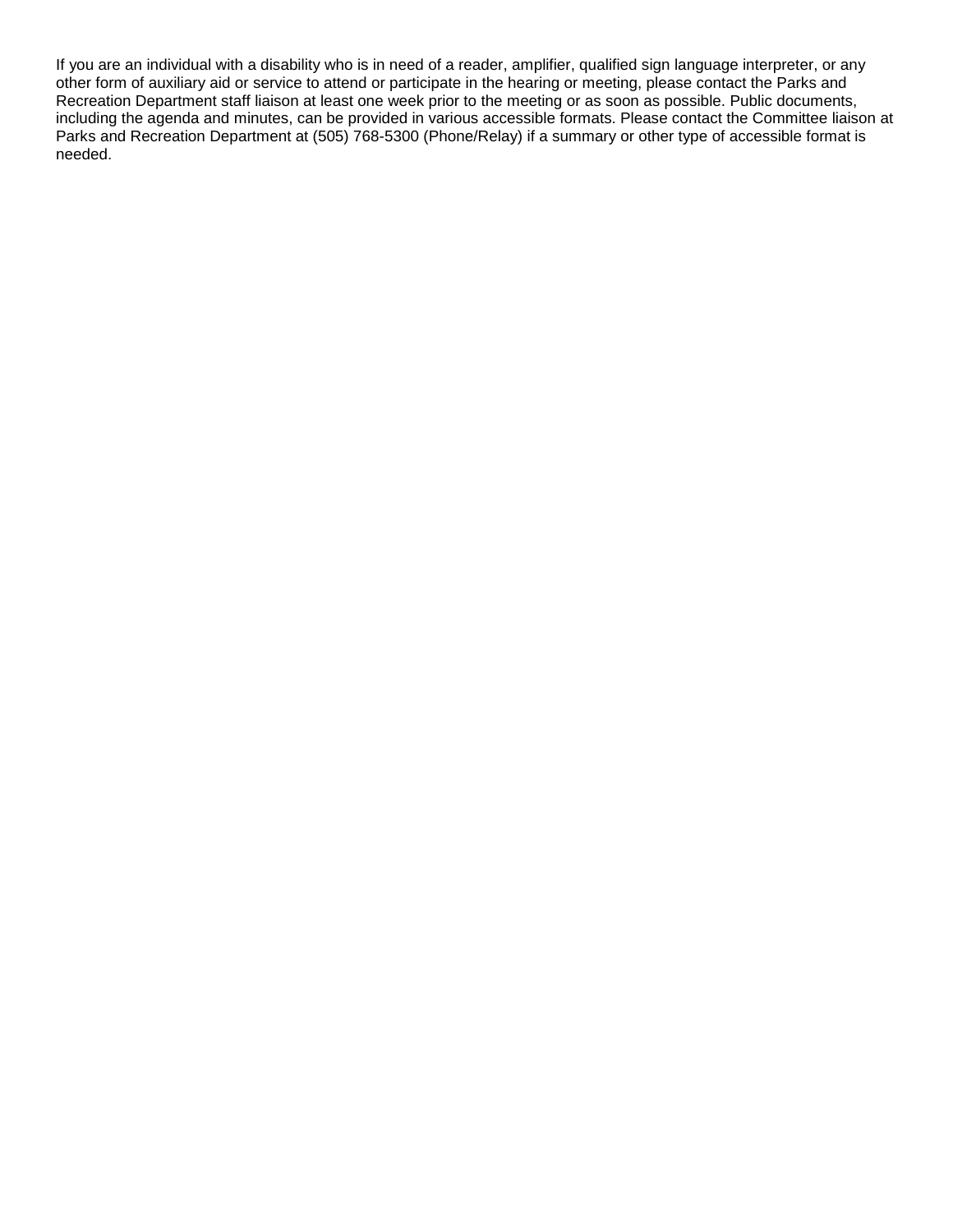If you are an individual with a disability who is in need of a reader, amplifier, qualified sign language interpreter, or any other form of auxiliary aid or service to attend or participate in the hearing or meeting, please contact the Parks and Recreation Department staff liaison at least one week prior to the meeting or as soon as possible. Public documents, including the agenda and minutes, can be provided in various accessible formats. Please contact the Committee liaison at Parks and Recreation Department at (505) 768-5300 (Phone/Relay) if a summary or other type of accessible format is needed.